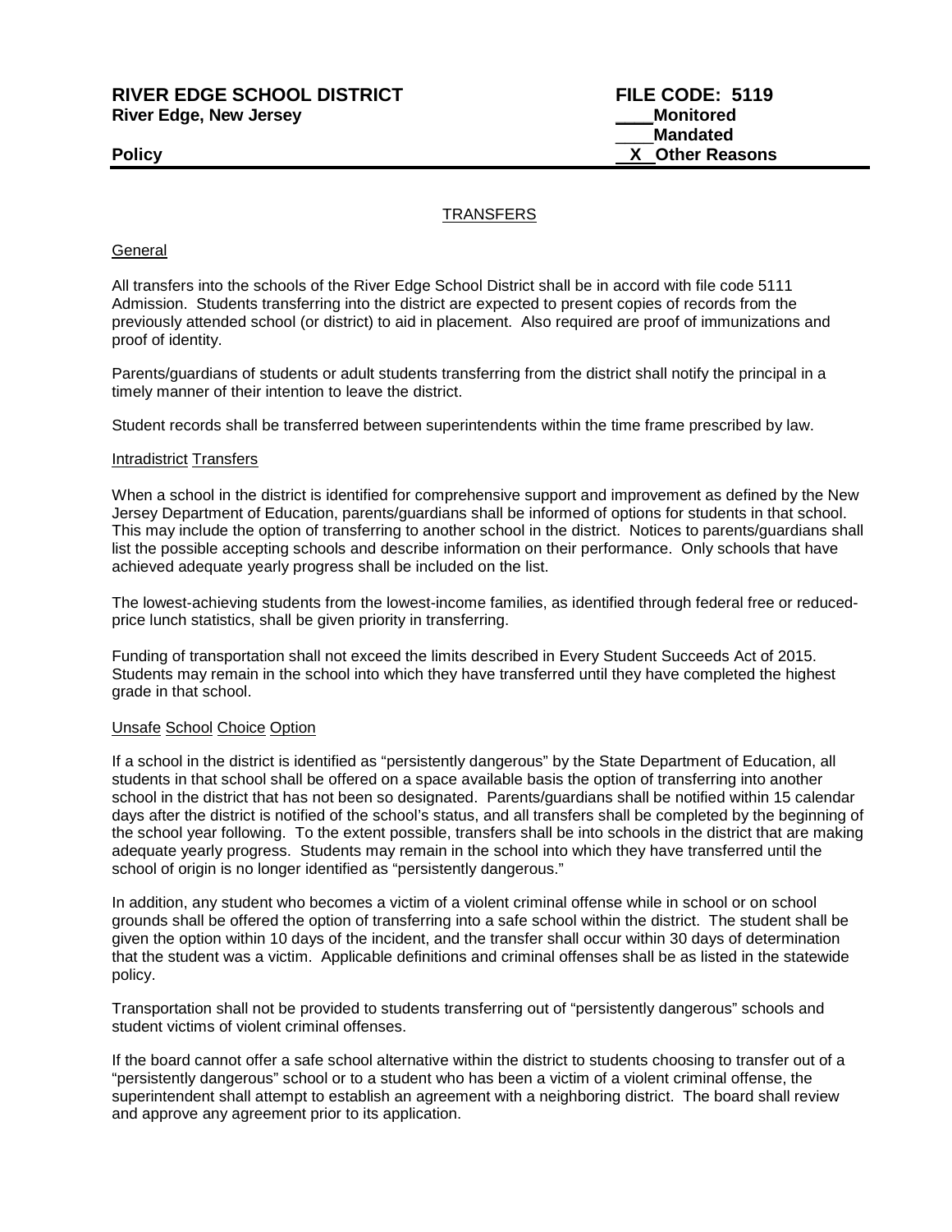**RIVER EDGE SCHOOL DISTRICT**
**River Edge, New Jersey**

**Policy**

**FILE CODE: 5119**
**____Monitored**
**____Mandated**
**__X__Other Reasons**

## TRANSFERS

### General

All transfers into the schools of the River Edge School District shall be in accord with file code 5111 Admission. Students transferring into the district are expected to present copies of records from the previously attended school (or district) to aid in placement. Also required are proof of immunizations and proof of identity.

Parents/guardians of students or adult students transferring from the district shall notify the principal in a timely manner of their intention to leave the district.

Student records shall be transferred between superintendents within the time frame prescribed by law.

### Intradistrict Transfers

When a school in the district is identified for comprehensive support and improvement as defined by the New Jersey Department of Education, parents/guardians shall be informed of options for students in that school. This may include the option of transferring to another school in the district. Notices to parents/guardians shall list the possible accepting schools and describe information on their performance. Only schools that have achieved adequate yearly progress shall be included on the list.

The lowest-achieving students from the lowest-income families, as identified through federal free or reduced-price lunch statistics, shall be given priority in transferring.

Funding of transportation shall not exceed the limits described in Every Student Succeeds Act of 2015. Students may remain in the school into which they have transferred until they have completed the highest grade in that school.

### Unsafe School Choice Option

If a school in the district is identified as "persistently dangerous" by the State Department of Education, all students in that school shall be offered on a space available basis the option of transferring into another school in the district that has not been so designated. Parents/guardians shall be notified within 15 calendar days after the district is notified of the school's status, and all transfers shall be completed by the beginning of the school year following. To the extent possible, transfers shall be into schools in the district that are making adequate yearly progress. Students may remain in the school into which they have transferred until the school of origin is no longer identified as "persistently dangerous."

In addition, any student who becomes a victim of a violent criminal offense while in school or on school grounds shall be offered the option of transferring into a safe school within the district. The student shall be given the option within 10 days of the incident, and the transfer shall occur within 30 days of determination that the student was a victim. Applicable definitions and criminal offenses shall be as listed in the statewide policy.

Transportation shall not be provided to students transferring out of "persistently dangerous" schools and student victims of violent criminal offenses.

If the board cannot offer a safe school alternative within the district to students choosing to transfer out of a "persistently dangerous" school or to a student who has been a victim of a violent criminal offense, the superintendent shall attempt to establish an agreement with a neighboring district. The board shall review and approve any agreement prior to its application.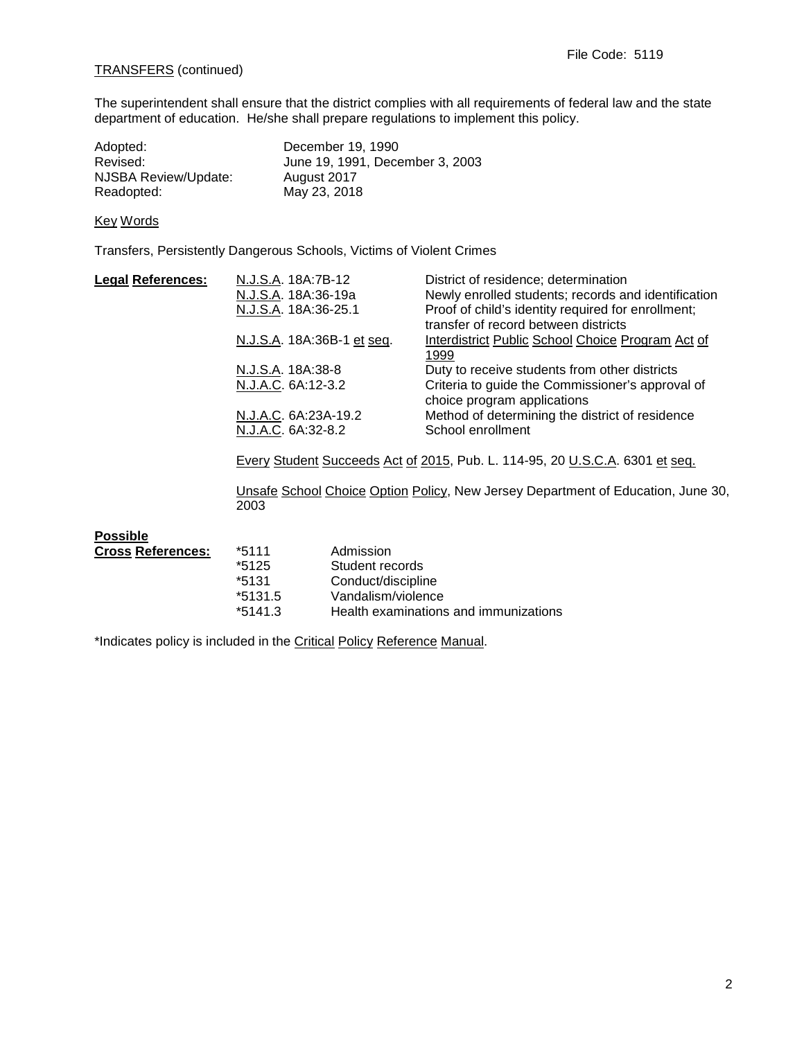TRANSFERS (continued)

File Code: 5119

The superintendent shall ensure that the district complies with all requirements of federal law and the state department of education. He/she shall prepare regulations to implement this policy.

| | |
|---|---|
| Adopted: | December 19, 1990 |
| Revised: | June 19, 1991, December 3, 2003 |
| NJSBA Review/Update: | August 2017 |
| Readopted: | May 23, 2018 |

Key Words

Transfers, Persistently Dangerous Schools, Victims of Violent Crimes

**Legal References:**

| | |
|---|---|
| N.J.S.A. 18A:7B-12 | District of residence; determination |
| N.J.S.A. 18A:36-19a | Newly enrolled students; records and identification |
| N.J.S.A. 18A:36-25.1 | Proof of child's identity required for enrollment; transfer of record between districts |
| N.J.S.A. 18A:36B-1 et seq. | Interdistrict Public School Choice Program Act of 1999 |
| N.J.S.A. 18A:38-8 | Duty to receive students from other districts |
| N.J.A.C. 6A:12-3.2 | Criteria to guide the Commissioner's approval of choice program applications |
| N.J.A.C. 6A:23A-19.2 | Method of determining the district of residence |
| N.J.A.C. 6A:32-8.2 | School enrollment |

Every Student Succeeds Act of 2015, Pub. L. 114-95, 20 U.S.C.A. 6301 et seq.

Unsafe School Choice Option Policy, New Jersey Department of Education, June 30, 2003

**Possible Cross References:**

| | |
|---|---|
| *5111 | Admission |
| *5125 | Student records |
| *5131 | Conduct/discipline |
| *5131.5 | Vandalism/violence |
| *5141.3 | Health examinations and immunizations |

*Indicates policy is included in the Critical Policy Reference Manual.